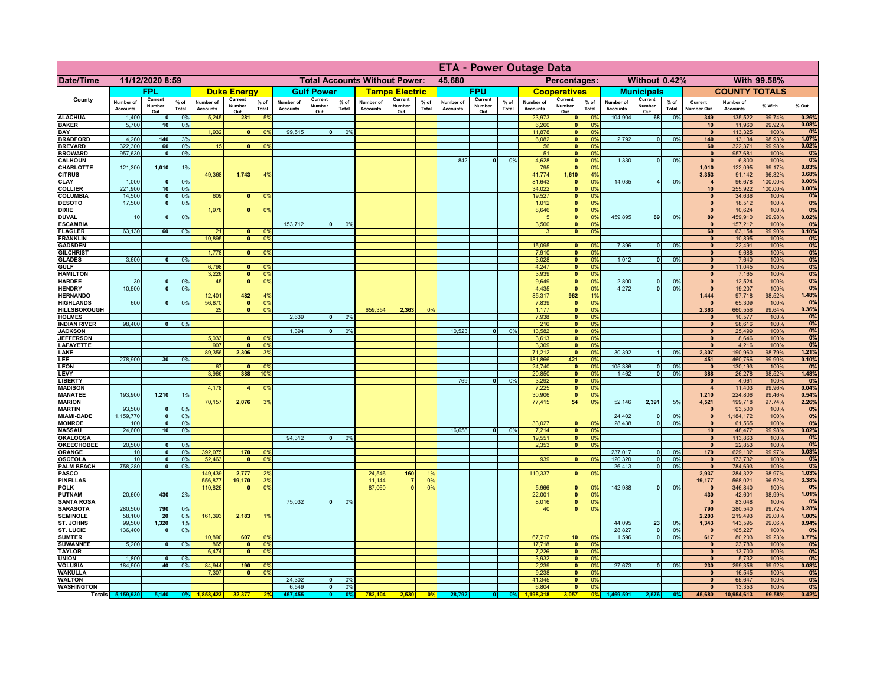# ETA - Power Outage Data

| Date/Time | 11/12/2020 8:59 | Total Accounts Without Power: | 45,680 | Percentages: | Without 0.42% | With 99.58% |
|---|---|---|---|---|---|---|

| County | FPL | | | Duke Energy | | | Gulf Power | | | Tampa Electric | | | FPU | | | Cooperatives | | | Municipals | | | COUNTY TOTALS | | | |
|---|---|---|---|---|---|---|---|---|---|---|---|---|---|---|---|---|---|---|---|---|---|---|---|---|---|
| | Number of Accounts | Current Number Out | % of Total | Number of Accounts | Current Number Out | % of Total | Number of Accounts | Current Number Out | % of Total | Number of Accounts | Current Number Out | % of Total | Number of Accounts | Current Number Out | % of Total | Number of Accounts | Current Number Out | % of Total | Number of Accounts | Current Number Out | % of Total | Current Number Out | Number of Accounts | % With | % Out |
| ALACHUA | 1,400 | 0 | 0% | 5,245 | 281 | 5% | | | | | | | | | | 23,973 | 0 | 0% | 104,904 | 68 | 0% | 349 | 135,522 | 99.74% | 0.26% |
| BAKER | 5,700 | 10 | 0% | | | | | | | | | | | | | 6,260 | 0 | 0% | | | | 10 | 11,960 | 99.92% | 0.08% |
| BAY | | | | 1,932 | 0 | 0% | 99,515 | 0 | 0% | | | | | | | 11,878 | 0 | 0% | | | | 0 | 113,325 | 100% | 0% |
| BRADFORD | 4,260 | 140 | 3% | | | | | | | | | | | | | 6,082 | 0 | 0% | 2,792 | 0 | 0% | 140 | 13,134 | 98.93% | 1.07% |
| BREVARD | 322,300 | 60 | 0% | 15 | 0 | 0% | | | | | | | | | | 56 | 0 | 0% | | | | 60 | 322,371 | 99.98% | 0.02% |
| BROWARD | 957,630 | 0 | 0% | | | | | | | | | | | | | 51 | 0 | 0% | | | | 0 | 957,681 | 100% | 0% |
| CALHOUN | | | | | | | | | | | | | 842 | 0 | 0% | 4,628 | 0 | 0% | 1,330 | 0 | 0% | 0 | 6,800 | 100% | 0% |
| CHARLOTTE | 121,300 | 1,010 | 1% | | | | | | | | | | | | | 795 | 0 | 0% | | | | 1,010 | 122,095 | 99.17% | 0.83% |
| CITRUS | | | | 49,368 | 1,743 | 4% | | | | | | | | | | 41,774 | 1,610 | 4% | | | | 3,353 | 91,142 | 96.32% | 3.68% |
| CLAY | 1,000 | 0 | 0% | | | | | | | | | | | | | 81,643 | 0 | 0% | 14,035 | 4 | 0% | 4 | 96,678 | 100.00% | 0.00% |
| COLLIER | 221,900 | 10 | 0% | | | | | | | | | | | | | 34,022 | 0 | 0% | | | | 10 | 255,922 | 100.00% | 0.00% |
| COLUMBIA | 14,500 | 0 | 0% | 609 | 0 | 0% | | | | | | | | | | 19,527 | 0 | 0% | | | | 0 | 34,636 | 100% | 0% |
| DESOTO | 17,500 | 0 | 0% | | | | | | | | | | | | | 1,012 | 0 | 0% | | | | 0 | 18,512 | 100% | 0% |
| DIXIE | | | | 1,978 | 0 | 0% | | | | | | | | | | 8,646 | 0 | 0% | | | | 0 | 10,624 | 100% | 0% |
| DUVAL | 10 | 0 | 0% | | | | | | | | | | | | | 5 | 0 | 0% | 459,895 | 89 | 0% | 89 | 459,910 | 99.98% | 0.02% |
| ESCAMBIA | | | | | | | 153,712 | 0 | 0% | | | | | | | 3,500 | 0 | 0% | | | | 0 | 157,212 | 100% | 0% |
| FLAGLER | 63,130 | 60 | 0% | 21 | 0 | 0% | | | | | | | | | | 3 | 0 | 0% | | | | 60 | 63,154 | 99.90% | 0.10% |
| FRANKLIN | | | | 10,895 | 0 | 0% | | | | | | | | | | | | | | | | 0 | 10,895 | 100% | 0% |
| GADSDEN | | | | | | | | | | | | | | | | 15,095 | 0 | 0% | 7,396 | 0 | 0% | 0 | 22,491 | 100% | 0% |
| GILCHRIST | | | | 1,778 | 0 | 0% | | | | | | | | | | 7,910 | 0 | 0% | | | | 0 | 9,688 | 100% | 0% |
| GLADES | 3,600 | 0 | 0% | | | | | | | | | | | | | 3,028 | 0 | 0% | 1,012 | 0 | 0% | 0 | 7,640 | 100% | 0% |
| GULF | | | | 6,798 | 0 | 0% | | | | | | | | | | 4,247 | 0 | 0% | | | | 0 | 11,045 | 100% | 0% |
| HAMILTON | | | | 3,226 | 0 | 0% | | | | | | | | | | 3,939 | 0 | 0% | | | | 0 | 7,165 | 100% | 0% |
| HARDEE | 30 | 0 | 0% | 45 | 0 | 0% | | | | | | | | | | 9,649 | 0 | 0% | 2,800 | 0 | 0% | 0 | 12,524 | 100% | 0% |
| HENDRY | 10,500 | 0 | 0% | | | | | | | | | | | | | 4,435 | 0 | 0% | 4,272 | 0 | 0% | 0 | 19,207 | 100% | 0% |
| HERNANDO | | | | 12,401 | 482 | 4% | | | | | | | | | | 85,317 | 962 | 1% | | | | 1,444 | 97,718 | 98.52% | 1.48% |
| HIGHLANDS | 600 | 0 | 0% | 56,870 | 0 | 0% | | | | | | | | | | 7,839 | 0 | 0% | | | | 0 | 65,309 | 100% | 0% |
| HILLSBOROUGH | | | | 25 | 0 | 0% | | | | 659,354 | 2,363 | 0% | | | | 1,177 | 0 | 0% | | | | 2,363 | 660,556 | 99.64% | 0.36% |
| HOLMES | | | | | | | 2,639 | 0 | 0% | | | | | | | 7,938 | 0 | 0% | | | | 0 | 10,577 | 100% | 0% |
| INDIAN RIVER | 98,400 | 0 | 0% | | | | | | | | | | | | | 216 | 0 | 0% | | | | 0 | 98,616 | 100% | 0% |
| JACKSON | | | | | | | 1,394 | 0 | 0% | | | | 10,523 | 0 | 0% | 13,582 | 0 | 0% | | | | 0 | 25,499 | 100% | 0% |
| JEFFERSON | | | | 5,033 | 0 | 0% | | | | | | | | | | 3,613 | 0 | 0% | | | | 0 | 8,646 | 100% | 0% |
| LAFAYETTE | | | | 907 | 0 | 0% | | | | | | | | | | 3,309 | 0 | 0% | | | | 0 | 4,216 | 100% | 0% |
| LAKE | | | | 89,356 | 2,306 | 3% | | | | | | | | | | 71,212 | 0 | 0% | 30,392 | 1 | 0% | 2,307 | 190,960 | 98.79% | 1.21% |
| LEE | 278,900 | 30 | 0% | | | | | | | | | | | | | 181,866 | 421 | 0% | | | | 451 | 460,766 | 99.90% | 0.10% |
| LEON | | | | 67 | 0 | 0% | | | | | | | | | | 24,740 | 0 | 0% | 105,386 | 0 | 0% | 0 | 130,193 | 100% | 0% |
| LEVY | | | | 3,966 | 388 | 10% | | | | | | | | | | 20,850 | 0 | 0% | 1,462 | 0 | 0% | 388 | 26,278 | 98.52% | 1.48% |
| LIBERTY | | | | | | | | | | | | | 769 | 0 | 0% | 3,292 | 0 | 0% | | | | 0 | 4,061 | 100% | 0% |
| MADISON | | | | 4,178 | 4 | 0% | | | | | | | | | | 7,225 | 0 | 0% | | | | 4 | 11,403 | 99.96% | 0.04% |
| MANATEE | 193,900 | 1,210 | 1% | | | | | | | | | | | | | 30,906 | 0 | 0% | | | | 1,210 | 224,806 | 99.46% | 0.54% |
| MARION | | | | 70,157 | 2,076 | 3% | | | | | | | | | | 77,415 | 54 | 0% | 52,146 | 2,391 | 5% | 4,521 | 199,718 | 97.74% | 2.26% |
| MARTIN | 93,500 | 0 | 0% | | | | | | | | | | | | | | | | | | | 0 | 93,500 | 100% | 0% |
| MIAMI-DADE | 1,159,770 | 0 | 0% | | | | | | | | | | | | | | | | 24,402 | 0 | 0% | 0 | 1,184,172 | 100% | 0% |
| MONROE | 100 | 0 | 0% | | | | | | | | | | | | | 33,027 | 0 | 0% | 28,438 | 0 | 0% | 0 | 61,565 | 100% | 0% |
| NASSAU | 24,600 | 10 | 0% | | | | | | | | | | 16,658 | 0 | 0% | 7,214 | 0 | 0% | | | | 10 | 48,472 | 99.98% | 0.02% |
| OKALOOSA | | | | | | | 94,312 | 0 | 0% | | | | | | | 19,551 | 0 | 0% | | | | 0 | 113,863 | 100% | 0% |
| OKEECHOBEE | 20,500 | 0 | 0% | | | | | | | | | | | | | 2,353 | 0 | 0% | | | | 0 | 22,853 | 100% | 0% |
| ORANGE | 10 | 0 | 0% | 392,075 | 170 | 0% | | | | | | | | | | | | | 237,017 | 0 | 0% | 170 | 629,102 | 99.97% | 0.03% |
| OSCEOLA | 10 | 0 | 0% | 52,463 | 0 | 0% | | | | | | | | | | 939 | 0 | 0% | 120,320 | 0 | 0% | 0 | 173,732 | 100% | 0% |
| PALM BEACH | 758,280 | 0 | 0% | | | | | | | | | | | | | | | | 26,413 | 0 | 0% | 0 | 784,693 | 100% | 0% |
| PASCO | | | | 149,439 | 2,777 | 2% | | | | 24,546 | 160 | 1% | | | | 110,337 | 0 | 0% | | | | 2,937 | 284,322 | 98.97% | 1.03% |
| PINELLAS | | | | 556,877 | 19,170 | 3% | | | | 11,144 | 7 | 0% | | | | | | | | | | 19,177 | 568,021 | 96.62% | 3.38% |
| POLK | | | | 110,826 | 0 | 0% | | | | 87,060 | 0 | 0% | | | | 5,966 | 0 | 0% | 142,988 | 0 | 0% | 0 | 346,840 | 100% | 0% |
| PUTNAM | 20,600 | 430 | 2% | | | | | | | | | | | | | 22,001 | 0 | 0% | | | | 430 | 42,601 | 98.99% | 1.01% |
| SANTA ROSA | | | | | | | 75,032 | 0 | 0% | | | | | | | 8,016 | 0 | 0% | | | | 0 | 83,048 | 100% | 0% |
| SARASOTA | 280,500 | 790 | 0% | | | | | | | | | | | | | 40 | 0 | 0% | | | | 790 | 280,540 | 99.72% | 0.28% |
| SEMINOLE | 58,100 | 20 | 0% | 161,393 | 2,183 | 1% | | | | | | | | | | | | | | | | 2,203 | 219,493 | 99.00% | 1.00% |
| ST. JOHNS | 99,500 | 1,320 | 1% | | | | | | | | | | | | | | | | 44,095 | 23 | 0% | 1,343 | 143,595 | 99.06% | 0.94% |
| ST. LUCIE | 136,400 | 0 | 0% | | | | | | | | | | | | | | | | 28,827 | 0 | 0% | 0 | 165,227 | 100% | 0% |
| SUMTER | | | | 10,890 | 607 | 6% | | | | | | | | | | 67,717 | 10 | 0% | 1,596 | 0 | 0% | 617 | 80,203 | 99.23% | 0.77% |
| SUWANNEE | 5,200 | 0 | 0% | 865 | 0 | 0% | | | | | | | | | | 17,718 | 0 | 0% | | | | 0 | 23,783 | 100% | 0% |
| TAYLOR | | | | 6,474 | 0 | 0% | | | | | | | | | | 7,226 | 0 | 0% | | | | 0 | 13,700 | 100% | 0% |
| UNION | 1,800 | 0 | 0% | | | | | | | | | | | | | 3,932 | 0 | 0% | | | | 0 | 5,732 | 100% | 0% |
| VOLUSIA | 184,500 | 40 | 0% | 84,944 | 190 | 0% | | | | | | | | | | 2,239 | 0 | 0% | 27,673 | 0 | 0% | 230 | 299,356 | 99.92% | 0.08% |
| WAKULLA | | | | 7,307 | 0 | 0% | | | | | | | | | | 9,238 | 0 | 0% | | | | 0 | 16,545 | 100% | 0% |
| WALTON | | | | | | | 24,302 | 0 | 0% | | | | | | | 41,345 | 0 | 0% | | | | 0 | 65,647 | 100% | 0% |
| WASHINGTON | | | | | | | 6,549 | 0 | 0% | | | | | | | 6,804 | 0 | 0% | | | | 0 | 13,353 | 100% | 0% |
| Totals | 5,159,930 | 5,140 | 0% | 1,858,423 | 32,377 | 2% | 457,455 | 0 | 0% | 782,104 | 2,530 | 0% | 28,792 | 0 | 0% | 1,198,318 | 3,057 | 0% | 1,469,591 | 2,576 | 0% | 45,680 | 10,954,613 | 99.58% | 0.42% |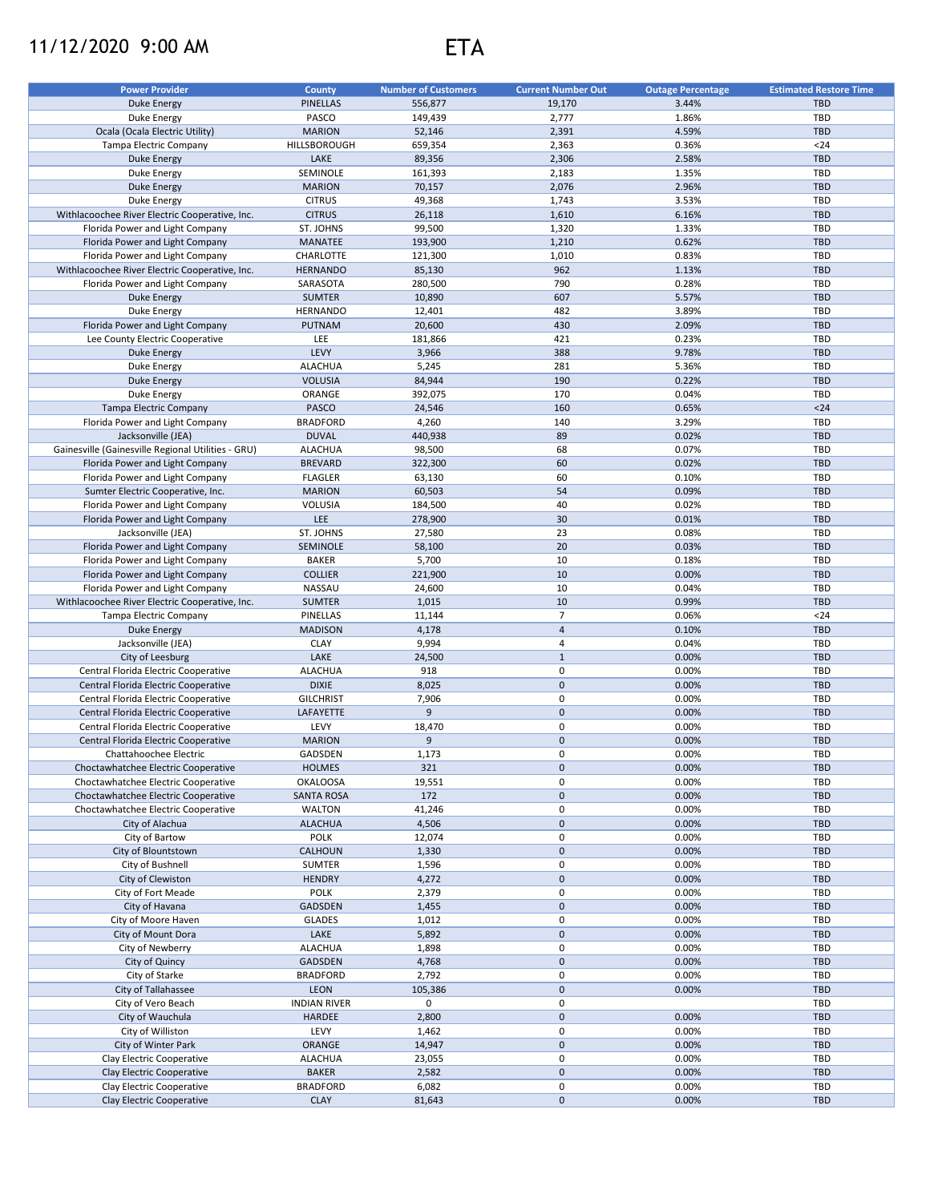# 11/12/2020 9:00 AM

# ETA

| Power Provider | County | Number of Customers | Current Number Out | Outage Percentage | Estimated Restore Time |
|---|---|---|---|---|---|
| Duke Energy | PINELLAS | 556,877 | 19,170 | 3.44% | TBD |
| Duke Energy | PASCO | 149,439 | 2,777 | 1.86% | TBD |
| Ocala (Ocala Electric Utility) | MARION | 52,146 | 2,391 | 4.59% | TBD |
| Tampa Electric Company | HILLSBOROUGH | 659,354 | 2,363 | 0.36% | <24 |
| Duke Energy | LAKE | 89,356 | 2,306 | 2.58% | TBD |
| Duke Energy | SEMINOLE | 161,393 | 2,183 | 1.35% | TBD |
| Duke Energy | MARION | 70,157 | 2,076 | 2.96% | TBD |
| Duke Energy | CITRUS | 49,368 | 1,743 | 3.53% | TBD |
| Withlacoochee River Electric Cooperative, Inc. | CITRUS | 26,118 | 1,610 | 6.16% | TBD |
| Florida Power and Light Company | ST. JOHNS | 99,500 | 1,320 | 1.33% | TBD |
| Florida Power and Light Company | MANATEE | 193,900 | 1,210 | 0.62% | TBD |
| Florida Power and Light Company | CHARLOTTE | 121,300 | 1,010 | 0.83% | TBD |
| Withlacoochee River Electric Cooperative, Inc. | HERNANDO | 85,130 | 962 | 1.13% | TBD |
| Florida Power and Light Company | SARASOTA | 280,500 | 790 | 0.28% | TBD |
| Duke Energy | SUMTER | 10,890 | 607 | 5.57% | TBD |
| Duke Energy | HERNANDO | 12,401 | 482 | 3.89% | TBD |
| Florida Power and Light Company | PUTNAM | 20,600 | 430 | 2.09% | TBD |
| Lee County Electric Cooperative | LEE | 181,866 | 421 | 0.23% | TBD |
| Duke Energy | LEVY | 3,966 | 388 | 9.78% | TBD |
| Duke Energy | ALACHUA | 5,245 | 281 | 5.36% | TBD |
| Duke Energy | VOLUSIA | 84,944 | 190 | 0.22% | TBD |
| Duke Energy | ORANGE | 392,075 | 170 | 0.04% | TBD |
| Tampa Electric Company | PASCO | 24,546 | 160 | 0.65% | <24 |
| Florida Power and Light Company | BRADFORD | 4,260 | 140 | 3.29% | TBD |
| Jacksonville (JEA) | DUVAL | 440,938 | 89 | 0.02% | TBD |
| Gainesville (Gainesville Regional Utilities - GRU) | ALACHUA | 98,500 | 68 | 0.07% | TBD |
| Florida Power and Light Company | BREVARD | 322,300 | 60 | 0.02% | TBD |
| Florida Power and Light Company | FLAGLER | 63,130 | 60 | 0.10% | TBD |
| Sumter Electric Cooperative, Inc. | MARION | 60,503 | 54 | 0.09% | TBD |
| Florida Power and Light Company | VOLUSIA | 184,500 | 40 | 0.02% | TBD |
| Florida Power and Light Company | LEE | 278,900 | 30 | 0.01% | TBD |
| Jacksonville (JEA) | ST. JOHNS | 27,580 | 23 | 0.08% | TBD |
| Florida Power and Light Company | SEMINOLE | 58,100 | 20 | 0.03% | TBD |
| Florida Power and Light Company | BAKER | 5,700 | 10 | 0.18% | TBD |
| Florida Power and Light Company | COLLIER | 221,900 | 10 | 0.00% | TBD |
| Florida Power and Light Company | NASSAU | 24,600 | 10 | 0.04% | TBD |
| Withlacoochee River Electric Cooperative, Inc. | SUMTER | 1,015 | 10 | 0.99% | TBD |
| Tampa Electric Company | PINELLAS | 11,144 | 7 | 0.06% | <24 |
| Duke Energy | MADISON | 4,178 | 4 | 0.10% | TBD |
| Jacksonville (JEA) | CLAY | 9,994 | 4 | 0.04% | TBD |
| City of Leesburg | LAKE | 24,500 | 1 | 0.00% | TBD |
| Central Florida Electric Cooperative | ALACHUA | 918 | 0 | 0.00% | TBD |
| Central Florida Electric Cooperative | DIXIE | 8,025 | 0 | 0.00% | TBD |
| Central Florida Electric Cooperative | GILCHRIST | 7,906 | 0 | 0.00% | TBD |
| Central Florida Electric Cooperative | LAFAYETTE | 9 | 0 | 0.00% | TBD |
| Central Florida Electric Cooperative | LEVY | 18,470 | 0 | 0.00% | TBD |
| Central Florida Electric Cooperative | MARION | 9 | 0 | 0.00% | TBD |
| Chattahoochee Electric | GADSDEN | 1,173 | 0 | 0.00% | TBD |
| Choctawhatchee Electric Cooperative | HOLMES | 321 | 0 | 0.00% | TBD |
| Choctawhatchee Electric Cooperative | OKALOOSA | 19,551 | 0 | 0.00% | TBD |
| Choctawhatchee Electric Cooperative | SANTA ROSA | 172 | 0 | 0.00% | TBD |
| Choctawhatchee Electric Cooperative | WALTON | 41,246 | 0 | 0.00% | TBD |
| City of Alachua | ALACHUA | 4,506 | 0 | 0.00% | TBD |
| City of Bartow | POLK | 12,074 | 0 | 0.00% | TBD |
| City of Blountstown | CALHOUN | 1,330 | 0 | 0.00% | TBD |
| City of Bushnell | SUMTER | 1,596 | 0 | 0.00% | TBD |
| City of Clewiston | HENDRY | 4,272 | 0 | 0.00% | TBD |
| City of Fort Meade | POLK | 2,379 | 0 | 0.00% | TBD |
| City of Havana | GADSDEN | 1,455 | 0 | 0.00% | TBD |
| City of Moore Haven | GLADES | 1,012 | 0 | 0.00% | TBD |
| City of Mount Dora | LAKE | 5,892 | 0 | 0.00% | TBD |
| City of Newberry | ALACHUA | 1,898 | 0 | 0.00% | TBD |
| City of Quincy | GADSDEN | 4,768 | 0 | 0.00% | TBD |
| City of Starke | BRADFORD | 2,792 | 0 | 0.00% | TBD |
| City of Tallahassee | LEON | 105,386 | 0 | 0.00% | TBD |
| City of Vero Beach | INDIAN RIVER | 0 | 0 | | TBD |
| City of Wauchula | HARDEE | 2,800 | 0 | 0.00% | TBD |
| City of Williston | LEVY | 1,462 | 0 | 0.00% | TBD |
| City of Winter Park | ORANGE | 14,947 | 0 | 0.00% | TBD |
| Clay Electric Cooperative | ALACHUA | 23,055 | 0 | 0.00% | TBD |
| Clay Electric Cooperative | BAKER | 2,582 | 0 | 0.00% | TBD |
| Clay Electric Cooperative | BRADFORD | 6,082 | 0 | 0.00% | TBD |
| Clay Electric Cooperative | CLAY | 81,643 | 0 | 0.00% | TBD |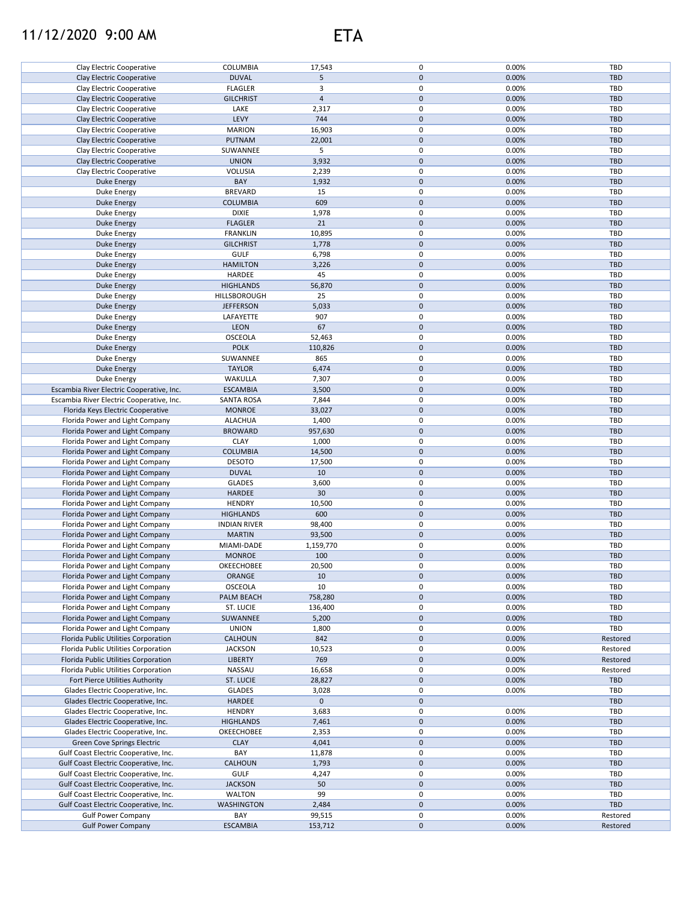# 11/12/2020 9:00 AM ETA

| | | | | | |
|---|---|---|---|---|---|
| Clay Electric Cooperative | COLUMBIA | 17,543 | 0 | 0.00% | TBD |
| Clay Electric Cooperative | DUVAL | 5 | 0 | 0.00% | TBD |
| Clay Electric Cooperative | FLAGLER | 3 | 0 | 0.00% | TBD |
| Clay Electric Cooperative | GILCHRIST | 4 | 0 | 0.00% | TBD |
| Clay Electric Cooperative | LAKE | 2,317 | 0 | 0.00% | TBD |
| Clay Electric Cooperative | LEVY | 744 | 0 | 0.00% | TBD |
| Clay Electric Cooperative | MARION | 16,903 | 0 | 0.00% | TBD |
| Clay Electric Cooperative | PUTNAM | 22,001 | 0 | 0.00% | TBD |
| Clay Electric Cooperative | SUWANNEE | 5 | 0 | 0.00% | TBD |
| Clay Electric Cooperative | UNION | 3,932 | 0 | 0.00% | TBD |
| Clay Electric Cooperative | VOLUSIA | 2,239 | 0 | 0.00% | TBD |
| Duke Energy | BAY | 1,932 | 0 | 0.00% | TBD |
| Duke Energy | BREVARD | 15 | 0 | 0.00% | TBD |
| Duke Energy | COLUMBIA | 609 | 0 | 0.00% | TBD |
| Duke Energy | DIXIE | 1,978 | 0 | 0.00% | TBD |
| Duke Energy | FLAGLER | 21 | 0 | 0.00% | TBD |
| Duke Energy | FRANKLIN | 10,895 | 0 | 0.00% | TBD |
| Duke Energy | GILCHRIST | 1,778 | 0 | 0.00% | TBD |
| Duke Energy | GULF | 6,798 | 0 | 0.00% | TBD |
| Duke Energy | HAMILTON | 3,226 | 0 | 0.00% | TBD |
| Duke Energy | HARDEE | 45 | 0 | 0.00% | TBD |
| Duke Energy | HIGHLANDS | 56,870 | 0 | 0.00% | TBD |
| Duke Energy | HILLSBOROUGH | 25 | 0 | 0.00% | TBD |
| Duke Energy | JEFFERSON | 5,033 | 0 | 0.00% | TBD |
| Duke Energy | LAFAYETTE | 907 | 0 | 0.00% | TBD |
| Duke Energy | LEON | 67 | 0 | 0.00% | TBD |
| Duke Energy | OSCEOLA | 52,463 | 0 | 0.00% | TBD |
| Duke Energy | POLK | 110,826 | 0 | 0.00% | TBD |
| Duke Energy | SUWANNEE | 865 | 0 | 0.00% | TBD |
| Duke Energy | TAYLOR | 6,474 | 0 | 0.00% | TBD |
| Duke Energy | WAKULLA | 7,307 | 0 | 0.00% | TBD |
| Escambia River Electric Cooperative, Inc. | ESCAMBIA | 3,500 | 0 | 0.00% | TBD |
| Escambia River Electric Cooperative, Inc. | SANTA ROSA | 7,844 | 0 | 0.00% | TBD |
| Florida Keys Electric Cooperative | MONROE | 33,027 | 0 | 0.00% | TBD |
| Florida Power and Light Company | ALACHUA | 1,400 | 0 | 0.00% | TBD |
| Florida Power and Light Company | BROWARD | 957,630 | 0 | 0.00% | TBD |
| Florida Power and Light Company | CLAY | 1,000 | 0 | 0.00% | TBD |
| Florida Power and Light Company | COLUMBIA | 14,500 | 0 | 0.00% | TBD |
| Florida Power and Light Company | DESOTO | 17,500 | 0 | 0.00% | TBD |
| Florida Power and Light Company | DUVAL | 10 | 0 | 0.00% | TBD |
| Florida Power and Light Company | GLADES | 3,600 | 0 | 0.00% | TBD |
| Florida Power and Light Company | HARDEE | 30 | 0 | 0.00% | TBD |
| Florida Power and Light Company | HENDRY | 10,500 | 0 | 0.00% | TBD |
| Florida Power and Light Company | HIGHLANDS | 600 | 0 | 0.00% | TBD |
| Florida Power and Light Company | INDIAN RIVER | 98,400 | 0 | 0.00% | TBD |
| Florida Power and Light Company | MARTIN | 93,500 | 0 | 0.00% | TBD |
| Florida Power and Light Company | MIAMI-DADE | 1,159,770 | 0 | 0.00% | TBD |
| Florida Power and Light Company | MONROE | 100 | 0 | 0.00% | TBD |
| Florida Power and Light Company | OKEECHOBEE | 20,500 | 0 | 0.00% | TBD |
| Florida Power and Light Company | ORANGE | 10 | 0 | 0.00% | TBD |
| Florida Power and Light Company | OSCEOLA | 10 | 0 | 0.00% | TBD |
| Florida Power and Light Company | PALM BEACH | 758,280 | 0 | 0.00% | TBD |
| Florida Power and Light Company | ST. LUCIE | 136,400 | 0 | 0.00% | TBD |
| Florida Power and Light Company | SUWANNEE | 5,200 | 0 | 0.00% | TBD |
| Florida Power and Light Company | UNION | 1,800 | 0 | 0.00% | TBD |
| Florida Public Utilities Corporation | CALHOUN | 842 | 0 | 0.00% | Restored |
| Florida Public Utilities Corporation | JACKSON | 10,523 | 0 | 0.00% | Restored |
| Florida Public Utilities Corporation | LIBERTY | 769 | 0 | 0.00% | Restored |
| Florida Public Utilities Corporation | NASSAU | 16,658 | 0 | 0.00% | Restored |
| Fort Pierce Utilities Authority | ST. LUCIE | 28,827 | 0 | 0.00% | TBD |
| Glades Electric Cooperative, Inc. | GLADES | 3,028 | 0 | 0.00% | TBD |
| Glades Electric Cooperative, Inc. | HARDEE | 0 | 0 | | TBD |
| Glades Electric Cooperative, Inc. | HENDRY | 3,683 | 0 | 0.00% | TBD |
| Glades Electric Cooperative, Inc. | HIGHLANDS | 7,461 | 0 | 0.00% | TBD |
| Glades Electric Cooperative, Inc. | OKEECHOBEE | 2,353 | 0 | 0.00% | TBD |
| Green Cove Springs Electric | CLAY | 4,041 | 0 | 0.00% | TBD |
| Gulf Coast Electric Cooperative, Inc. | BAY | 11,878 | 0 | 0.00% | TBD |
| Gulf Coast Electric Cooperative, Inc. | CALHOUN | 1,793 | 0 | 0.00% | TBD |
| Gulf Coast Electric Cooperative, Inc. | GULF | 4,247 | 0 | 0.00% | TBD |
| Gulf Coast Electric Cooperative, Inc. | JACKSON | 50 | 0 | 0.00% | TBD |
| Gulf Coast Electric Cooperative, Inc. | WALTON | 99 | 0 | 0.00% | TBD |
| Gulf Coast Electric Cooperative, Inc. | WASHINGTON | 2,484 | 0 | 0.00% | TBD |
| Gulf Power Company | BAY | 99,515 | 0 | 0.00% | Restored |
| Gulf Power Company | ESCAMBIA | 153,712 | 0 | 0.00% | Restored |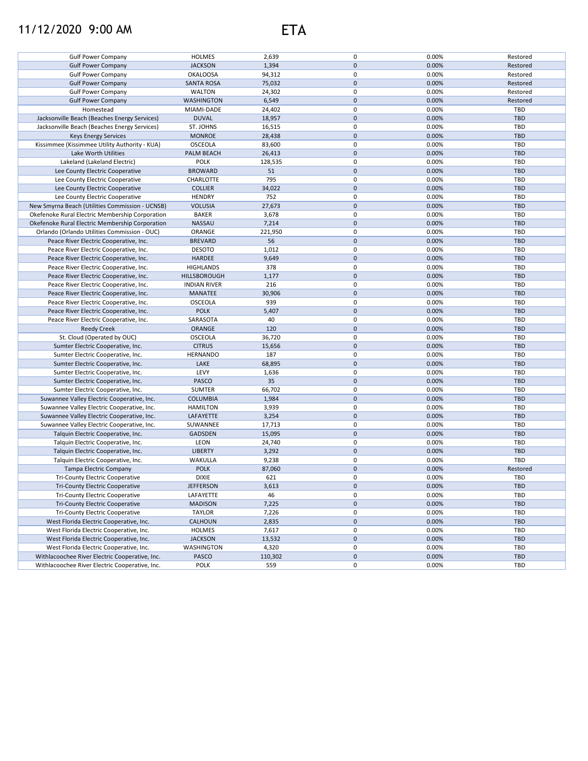# 11/12/2020 9:00 AM

# ETA

| | | | | | |
|---|---|---|---|---|---|
| Gulf Power Company | HOLMES | 2,639 | 0 | 0.00% | Restored |
| Gulf Power Company | JACKSON | 1,394 | 0 | 0.00% | Restored |
| Gulf Power Company | OKALOOSA | 94,312 | 0 | 0.00% | Restored |
| Gulf Power Company | SANTA ROSA | 75,032 | 0 | 0.00% | Restored |
| Gulf Power Company | WALTON | 24,302 | 0 | 0.00% | Restored |
| Gulf Power Company | WASHINGTON | 6,549 | 0 | 0.00% | Restored |
| Homestead | MIAMI-DADE | 24,402 | 0 | 0.00% | TBD |
| Jacksonville Beach (Beaches Energy Services) | DUVAL | 18,957 | 0 | 0.00% | TBD |
| Jacksonville Beach (Beaches Energy Services) | ST. JOHNS | 16,515 | 0 | 0.00% | TBD |
| Keys Energy Services | MONROE | 28,438 | 0 | 0.00% | TBD |
| Kissimmee (Kissimmee Utility Authority - KUA) | OSCEOLA | 83,600 | 0 | 0.00% | TBD |
| Lake Worth Utilities | PALM BEACH | 26,413 | 0 | 0.00% | TBD |
| Lakeland (Lakeland Electric) | POLK | 128,535 | 0 | 0.00% | TBD |
| Lee County Electric Cooperative | BROWARD | 51 | 0 | 0.00% | TBD |
| Lee County Electric Cooperative | CHARLOTTE | 795 | 0 | 0.00% | TBD |
| Lee County Electric Cooperative | COLLIER | 34,022 | 0 | 0.00% | TBD |
| Lee County Electric Cooperative | HENDRY | 752 | 0 | 0.00% | TBD |
| New Smyrna Beach (Utilities Commission - UCNSB) | VOLUSIA | 27,673 | 0 | 0.00% | TBD |
| Okefenoke Rural Electric Membership Corporation | BAKER | 3,678 | 0 | 0.00% | TBD |
| Okefenoke Rural Electric Membership Corporation | NASSAU | 7,214 | 0 | 0.00% | TBD |
| Orlando (Orlando Utilities Commission - OUC) | ORANGE | 221,950 | 0 | 0.00% | TBD |
| Peace River Electric Cooperative, Inc. | BREVARD | 56 | 0 | 0.00% | TBD |
| Peace River Electric Cooperative, Inc. | DESOTO | 1,012 | 0 | 0.00% | TBD |
| Peace River Electric Cooperative, Inc. | HARDEE | 9,649 | 0 | 0.00% | TBD |
| Peace River Electric Cooperative, Inc. | HIGHLANDS | 378 | 0 | 0.00% | TBD |
| Peace River Electric Cooperative, Inc. | HILLSBOROUGH | 1,177 | 0 | 0.00% | TBD |
| Peace River Electric Cooperative, Inc. | INDIAN RIVER | 216 | 0 | 0.00% | TBD |
| Peace River Electric Cooperative, Inc. | MANATEE | 30,906 | 0 | 0.00% | TBD |
| Peace River Electric Cooperative, Inc. | OSCEOLA | 939 | 0 | 0.00% | TBD |
| Peace River Electric Cooperative, Inc. | POLK | 5,407 | 0 | 0.00% | TBD |
| Peace River Electric Cooperative, Inc. | SARASOTA | 40 | 0 | 0.00% | TBD |
| Reedy Creek | ORANGE | 120 | 0 | 0.00% | TBD |
| St. Cloud (Operated by OUC) | OSCEOLA | 36,720 | 0 | 0.00% | TBD |
| Sumter Electric Cooperative, Inc. | CITRUS | 15,656 | 0 | 0.00% | TBD |
| Sumter Electric Cooperative, Inc. | HERNANDO | 187 | 0 | 0.00% | TBD |
| Sumter Electric Cooperative, Inc. | LAKE | 68,895 | 0 | 0.00% | TBD |
| Sumter Electric Cooperative, Inc. | LEVY | 1,636 | 0 | 0.00% | TBD |
| Sumter Electric Cooperative, Inc. | PASCO | 35 | 0 | 0.00% | TBD |
| Sumter Electric Cooperative, Inc. | SUMTER | 66,702 | 0 | 0.00% | TBD |
| Suwannee Valley Electric Cooperative, Inc. | COLUMBIA | 1,984 | 0 | 0.00% | TBD |
| Suwannee Valley Electric Cooperative, Inc. | HAMILTON | 3,939 | 0 | 0.00% | TBD |
| Suwannee Valley Electric Cooperative, Inc. | LAFAYETTE | 3,254 | 0 | 0.00% | TBD |
| Suwannee Valley Electric Cooperative, Inc. | SUWANNEE | 17,713 | 0 | 0.00% | TBD |
| Talquin Electric Cooperative, Inc. | GADSDEN | 15,095 | 0 | 0.00% | TBD |
| Talquin Electric Cooperative, Inc. | LEON | 24,740 | 0 | 0.00% | TBD |
| Talquin Electric Cooperative, Inc. | LIBERTY | 3,292 | 0 | 0.00% | TBD |
| Talquin Electric Cooperative, Inc. | WAKULLA | 9,238 | 0 | 0.00% | TBD |
| Tampa Electric Company | POLK | 87,060 | 0 | 0.00% | Restored |
| Tri-County Electric Cooperative | DIXIE | 621 | 0 | 0.00% | TBD |
| Tri-County Electric Cooperative | JEFFERSON | 3,613 | 0 | 0.00% | TBD |
| Tri-County Electric Cooperative | LAFAYETTE | 46 | 0 | 0.00% | TBD |
| Tri-County Electric Cooperative | MADISON | 7,225 | 0 | 0.00% | TBD |
| Tri-County Electric Cooperative | TAYLOR | 7,226 | 0 | 0.00% | TBD |
| West Florida Electric Cooperative, Inc. | CALHOUN | 2,835 | 0 | 0.00% | TBD |
| West Florida Electric Cooperative, Inc. | HOLMES | 7,617 | 0 | 0.00% | TBD |
| West Florida Electric Cooperative, Inc. | JACKSON | 13,532 | 0 | 0.00% | TBD |
| West Florida Electric Cooperative, Inc. | WASHINGTON | 4,320 | 0 | 0.00% | TBD |
| Withlacoochee River Electric Cooperative, Inc. | PASCO | 110,302 | 0 | 0.00% | TBD |
| Withlacoochee River Electric Cooperative, Inc. | POLK | 559 | 0 | 0.00% | TBD |